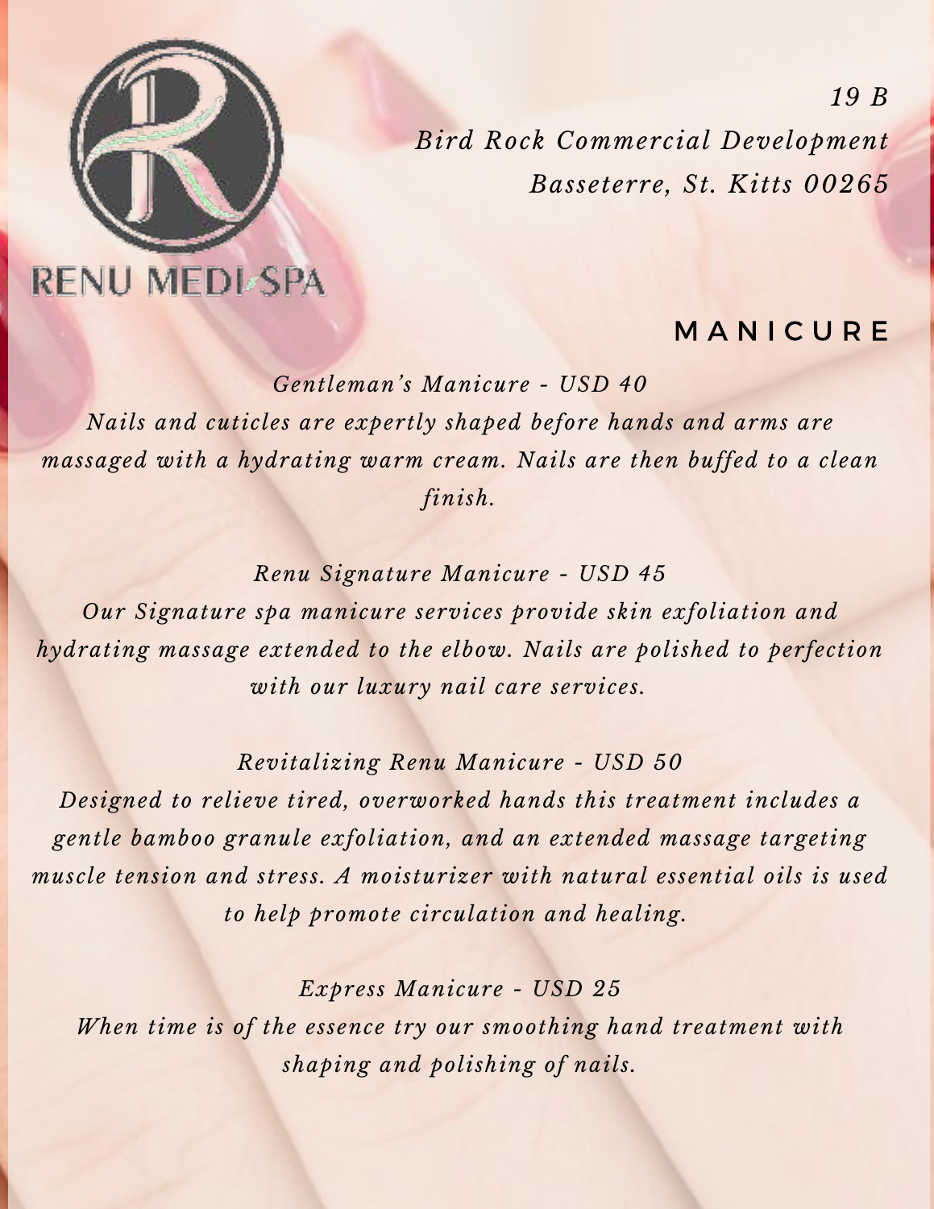RENU MEDI-SPA

*19 B*
*Bird Rock Commercial Development*
*Basseterre, St. Kitts 00265*

## MANICURE

*Gentleman's Manicure - USD 40*

*Nails and cuticles are expertly shaped before hands and arms are massaged with a hydrating warm cream. Nails are then buffed to a clean finish.*

*Renu Signature Manicure - USD 45*

*Our Signature spa manicure services provide skin exfoliation and hydrating massage extended to the elbow. Nails are polished to perfection with our luxury nail care services.*

*Revitalizing Renu Manicure - USD 50*

*Designed to relieve tired, overworked hands this treatment includes a gentle bamboo granule exfoliation, and an extended massage targeting muscle tension and stress. A moisturizer with natural essential oils is used to help promote circulation and healing.*

*Express Manicure - USD 25*

*When time is of the essence try our smoothing hand treatment with shaping and polishing of nails.*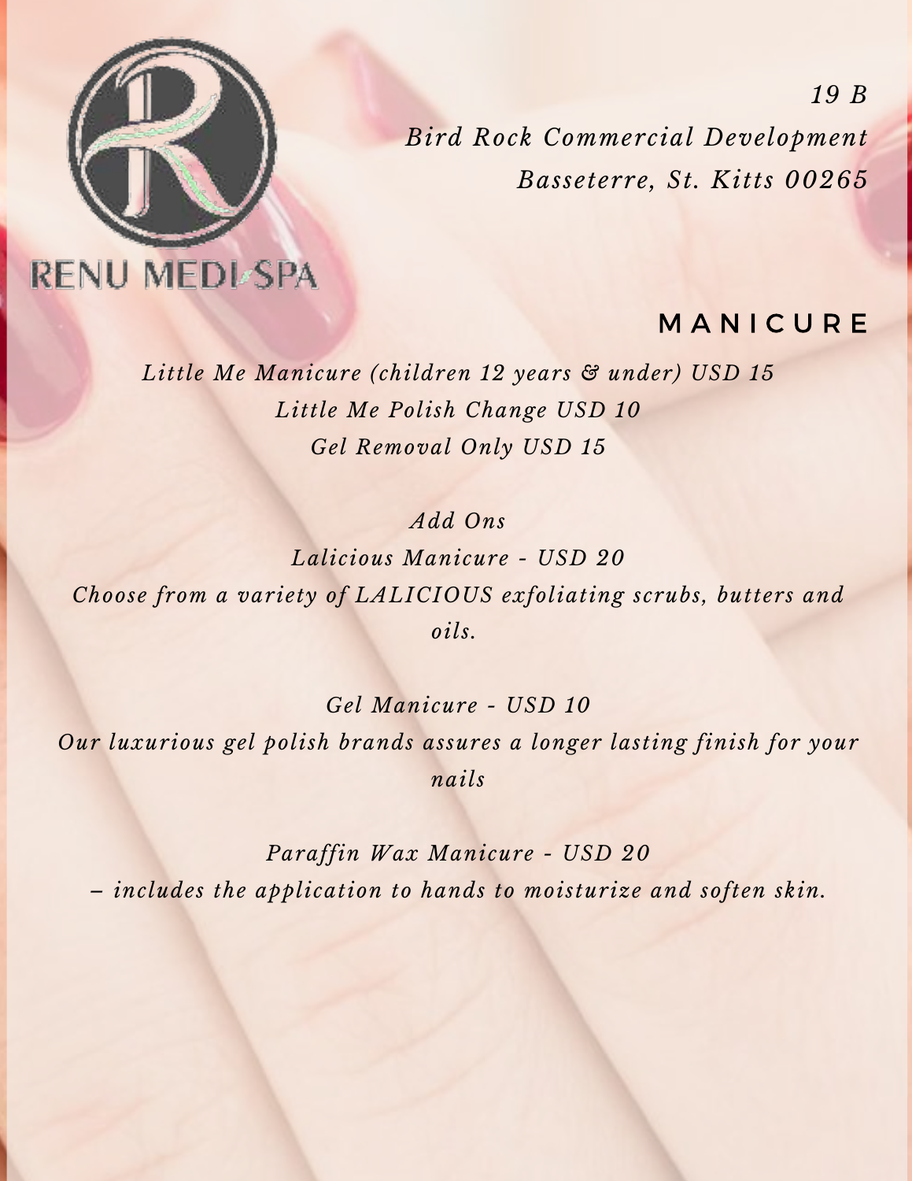RENU MEDI-SPA

*19 B*
*Bird Rock Commercial Development*
*Basseterre, St. Kitts 00265*

## MANICURE

*Little Me Manicure (children 12 years & under) USD 15*
*Little Me Polish Change USD 10*
*Gel Removal Only USD 15*

*Add Ons*

*Lalicious Manicure - USD 20*
*Choose from a variety of LALICIOUS exfoliating scrubs, butters and oils.*

*Gel Manicure - USD 10*
*Our luxurious gel polish brands assures a longer lasting finish for your nails*

*Paraffin Wax Manicure - USD 20*
*– includes the application to hands to moisturize and soften skin.*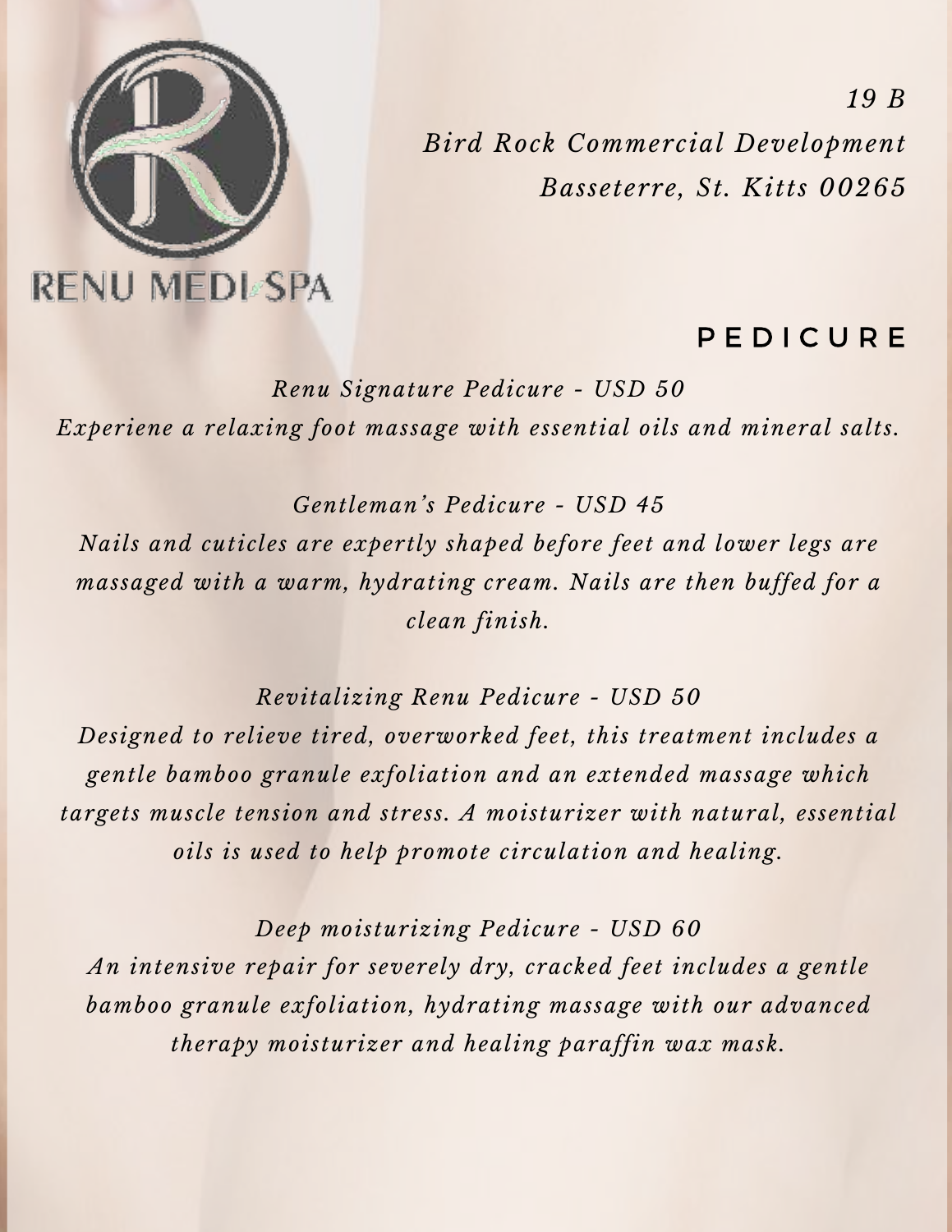RENU MEDI-SPA

*19 B*
*Bird Rock Commercial Development*
*Basseterre, St. Kitts 00265*

## PEDICURE

*Renu Signature Pedicure - USD 50*

*Experiene a relaxing foot massage with essential oils and mineral salts.*

*Gentleman's Pedicure - USD 45*

*Nails and cuticles are expertly shaped before feet and lower legs are massaged with a warm, hydrating cream. Nails are then buffed for a clean finish.*

*Revitalizing Renu Pedicure - USD 50*

*Designed to relieve tired, overworked feet, this treatment includes a gentle bamboo granule exfoliation and an extended massage which targets muscle tension and stress. A moisturizer with natural, essential oils is used to help promote circulation and healing.*

*Deep moisturizing Pedicure - USD 60*

*An intensive repair for severely dry, cracked feet includes a gentle bamboo granule exfoliation, hydrating massage with our advanced therapy moisturizer and healing paraffin wax mask.*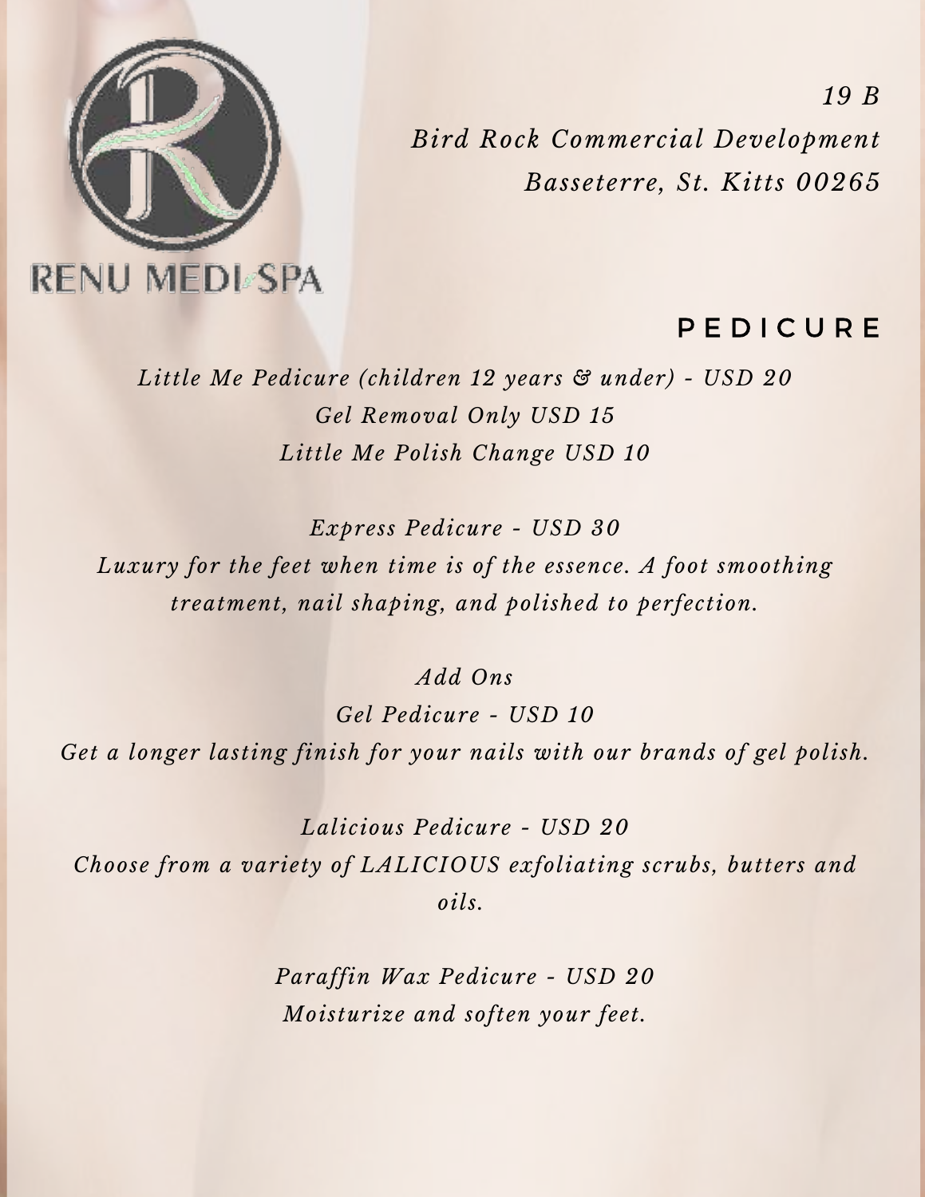RENU MEDI SPA

*19 B*
*Bird Rock Commercial Development*
*Basseterre, St. Kitts 00265*

## PEDICURE

*Little Me Pedicure (children 12 years & under) - USD 20*
*Gel Removal Only USD 15*
*Little Me Polish Change USD 10*

*Express Pedicure - USD 30*
*Luxury for the feet when time is of the essence. A foot smoothing treatment, nail shaping, and polished to perfection.*

*Add Ons*
*Gel Pedicure - USD 10*
*Get a longer lasting finish for your nails with our brands of gel polish.*

*Lalicious Pedicure - USD 20*
*Choose from a variety of LALICIOUS exfoliating scrubs, butters and oils.*

*Paraffin Wax Pedicure - USD 20*
*Moisturize and soften your feet.*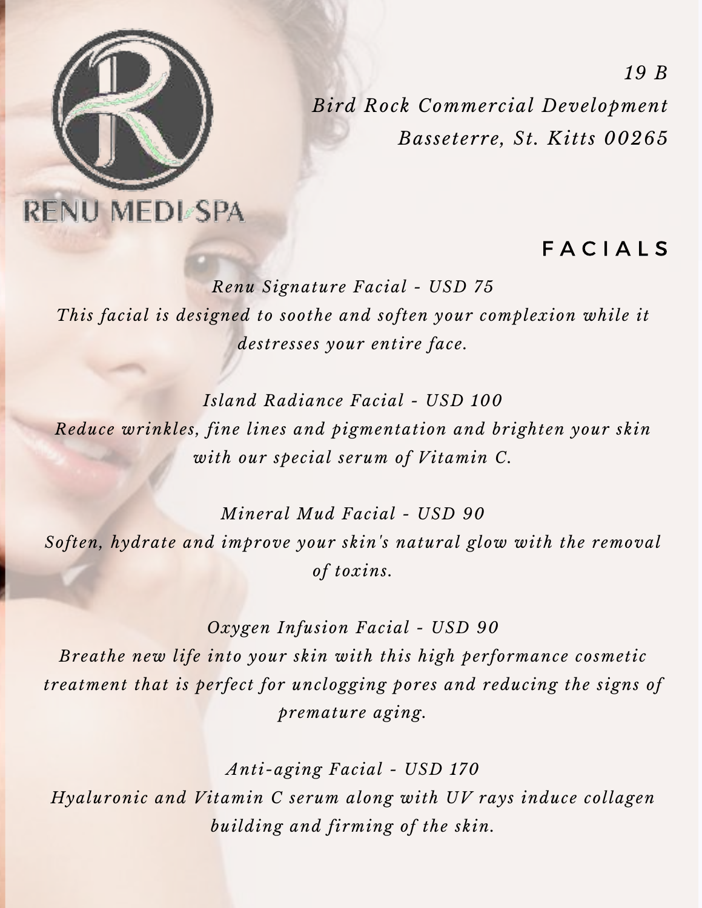RENU MEDI SPA

*19 B*
*Bird Rock Commercial Development*
*Basseterre, St. Kitts 00265*

## FACIALS

*Renu Signature Facial - USD 75*
*This facial is designed to soothe and soften your complexion while it destresses your entire face.*

*Island Radiance Facial - USD 100*
*Reduce wrinkles, fine lines and pigmentation and brighten your skin with our special serum of Vitamin C.*

*Mineral Mud Facial - USD 90*
*Soften, hydrate and improve your skin's natural glow with the removal of toxins.*

*Oxygen Infusion Facial - USD 90*
*Breathe new life into your skin with this high performance cosmetic treatment that is perfect for unclogging pores and reducing the signs of premature aging.*

*Anti-aging Facial - USD 170*
*Hyaluronic and Vitamin C serum along with UV rays induce collagen building and firming of the skin.*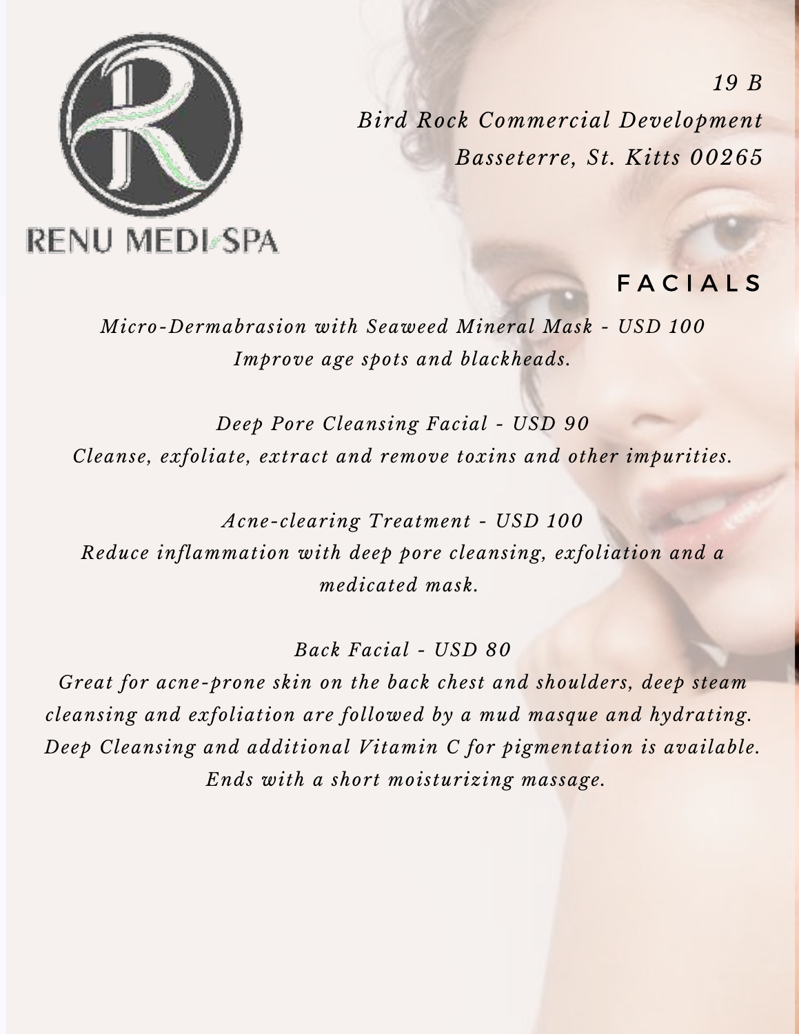RENU MEDI-SPA

*19 B*
*Bird Rock Commercial Development*
*Basseterre, St. Kitts 00265*

## FACIALS

*Micro-Dermabrasion with Seaweed Mineral Mask - USD 100*
*Improve age spots and blackheads.*

*Deep Pore Cleansing Facial - USD 90*
*Cleanse, exfoliate, extract and remove toxins and other impurities.*

*Acne-clearing Treatment - USD 100*
*Reduce inflammation with deep pore cleansing, exfoliation and a medicated mask.*

*Back Facial - USD 80*
*Great for acne-prone skin on the back chest and shoulders, deep steam cleansing and exfoliation are followed by a mud masque and hydrating. Deep Cleansing and additional Vitamin C for pigmentation is available. Ends with a short moisturizing massage.*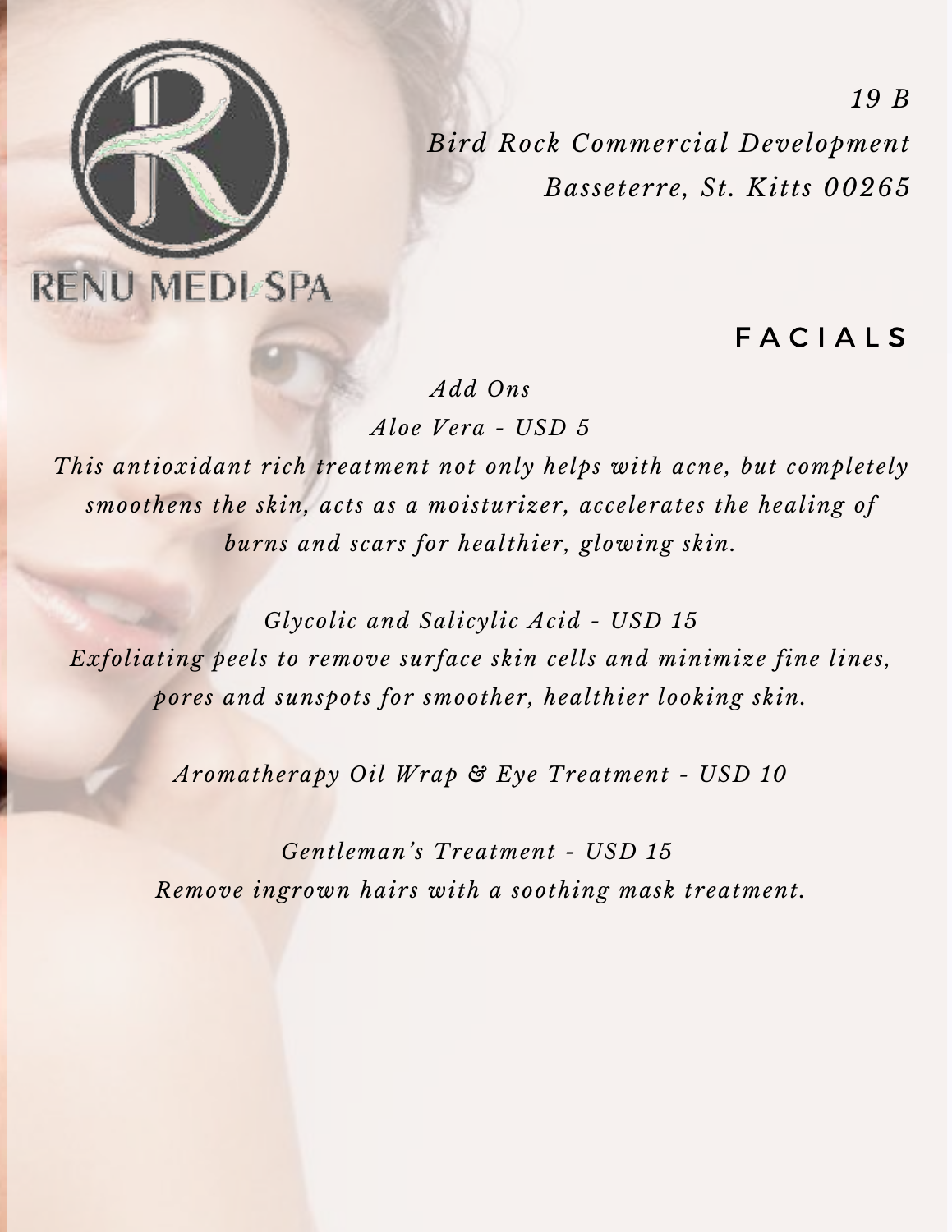RENU MEDI SPA

*19 B*
*Bird Rock Commercial Development*
*Basseterre, St. Kitts 00265*

## FACIALS

*Add Ons*

*Aloe Vera - USD 5*

*This antioxidant rich treatment not only helps with acne, but completely smoothens the skin, acts as a moisturizer, accelerates the healing of burns and scars for healthier, glowing skin.*

*Glycolic and Salicylic Acid - USD 15*

*Exfoliating peels to remove surface skin cells and minimize fine lines, pores and sunspots for smoother, healthier looking skin.*

*Aromatherapy Oil Wrap & Eye Treatment - USD 10*

*Gentleman's Treatment - USD 15*

*Remove ingrown hairs with a soothing mask treatment.*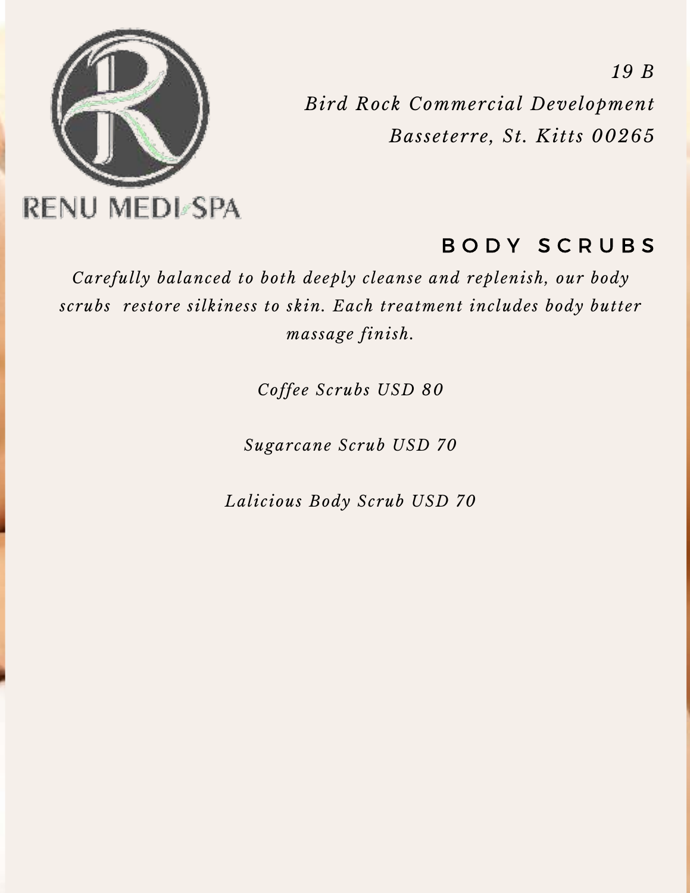RENU MEDI-SPA

*19 B*
*Bird Rock Commercial Development*
*Basseterre, St. Kitts 00265*

## BODY SCRUBS

*Carefully balanced to both deeply cleanse and replenish, our body scrubs restore silkiness to skin. Each treatment includes body butter massage finish.*

*Coffee Scrubs USD 80*

*Sugarcane Scrub USD 70*

*Lalicious Body Scrub USD 70*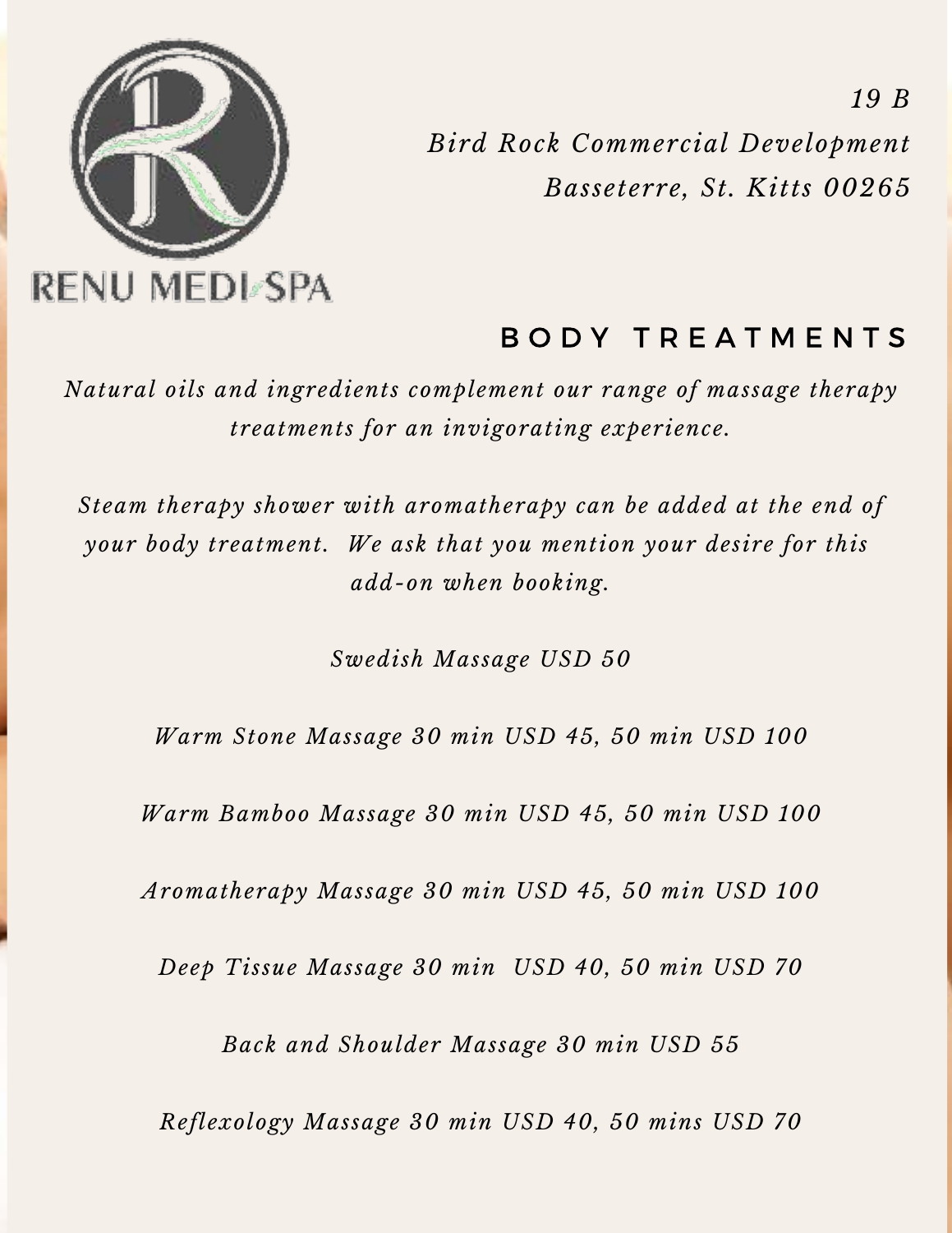RENU MEDI-SPA

*19 B*
*Bird Rock Commercial Development*
*Basseterre, St. Kitts 00265*

## BODY TREATMENTS

*Natural oils and ingredients complement our range of massage therapy treatments for an invigorating experience.*

*Steam therapy shower with aromatherapy can be added at the end of your body treatment. We ask that you mention your desire for this add-on when booking.*

*Swedish Massage USD 50*

*Warm Stone Massage 30 min USD 45, 50 min USD 100*

*Warm Bamboo Massage 30 min USD 45, 50 min USD 100*

*Aromatherapy Massage 30 min USD 45, 50 min USD 100*

*Deep Tissue Massage 30 min USD 40, 50 min USD 70*

*Back and Shoulder Massage 30 min USD 55*

*Reflexology Massage 30 min USD 40, 50 mins USD 70*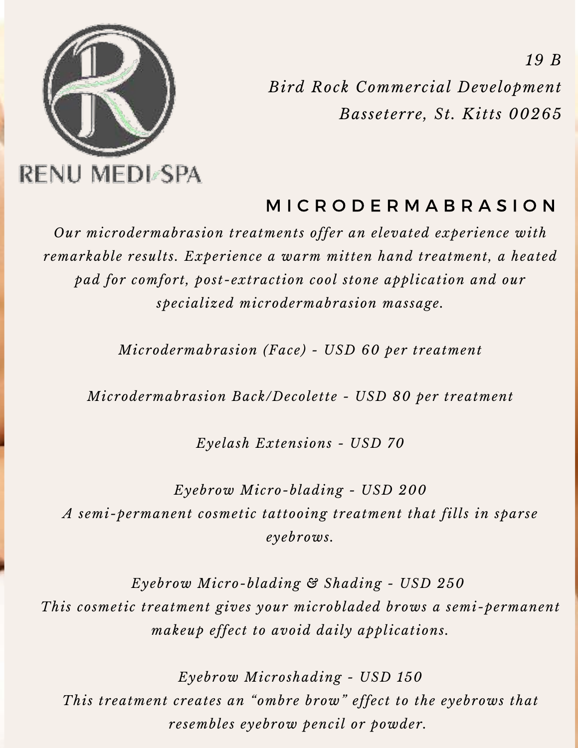RENU MEDI-SPA

*19 B*
*Bird Rock Commercial Development*
*Basseterre, St. Kitts 00265*

## MICRODERMABRASION

*Our microdermabrasion treatments offer an elevated experience with remarkable results. Experience a warm mitten hand treatment, a heated pad for comfort, post-extraction cool stone application and our specialized microdermabrasion massage.*

*Microdermabrasion (Face) - USD 60 per treatment*

*Microdermabrasion Back/Decolette - USD 80 per treatment*

*Eyelash Extensions - USD 70*

*Eyebrow Micro-blading - USD 200*
*A semi-permanent cosmetic tattooing treatment that fills in sparse eyebrows.*

*Eyebrow Micro-blading & Shading - USD 250*
*This cosmetic treatment gives your microbladed brows a semi-permanent makeup effect to avoid daily applications.*

*Eyebrow Microshading - USD 150*
*This treatment creates an "ombre brow" effect to the eyebrows that resembles eyebrow pencil or powder.*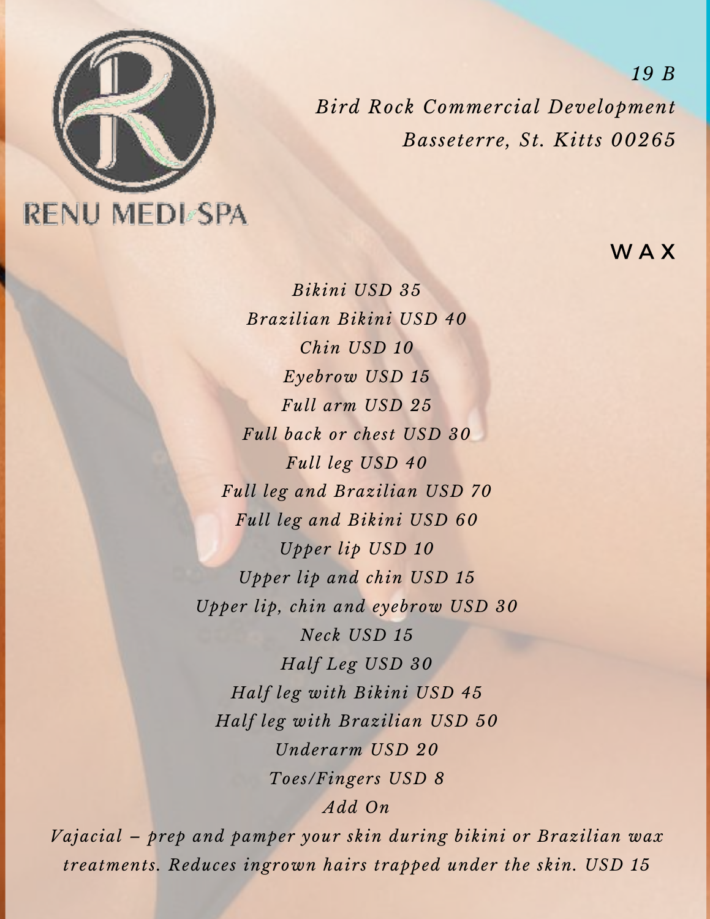RENU MEDI-SPA

*19 B*
*Bird Rock Commercial Development*
*Basseterre, St. Kitts 00265*

## WAX

*Bikini USD 35*
*Brazilian Bikini USD 40*
*Chin USD 10*
*Eyebrow USD 15*
*Full arm USD 25*
*Full back or chest USD 30*
*Full leg USD 40*
*Full leg and Brazilian USD 70*
*Full leg and Bikini USD 60*
*Upper lip USD 10*
*Upper lip and chin USD 15*
*Upper lip, chin and eyebrow USD 30*
*Neck USD 15*
*Half Leg USD 30*
*Half leg with Bikini USD 45*
*Half leg with Brazilian USD 50*
*Underarm USD 20*
*Toes/Fingers USD 8*

*Add On*

*Vajacial – prep and pamper your skin during bikini or Brazilian wax treatments. Reduces ingrown hairs trapped under the skin. USD 15*